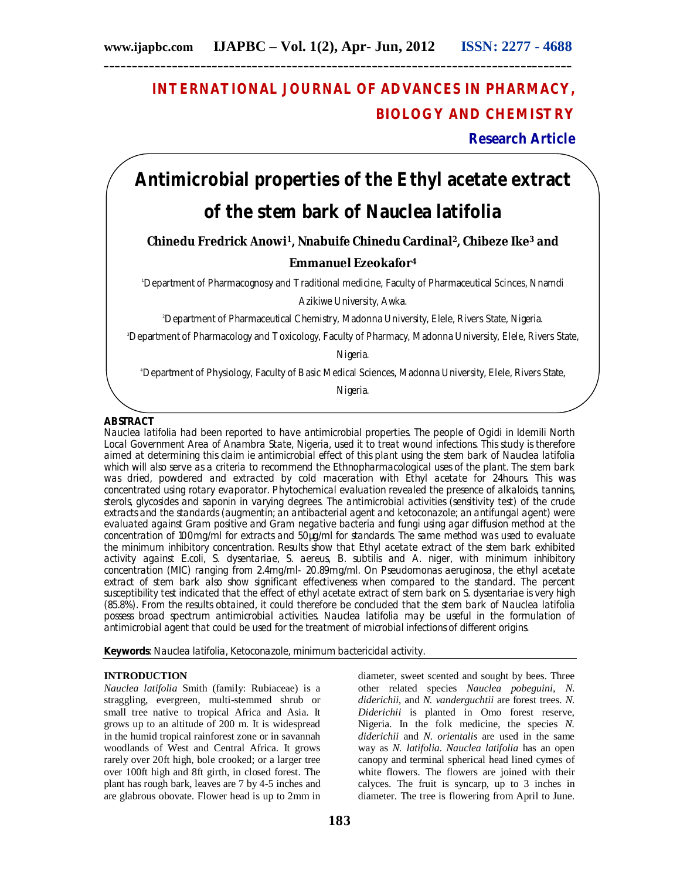# INTERNATIONAL JOURNAL OF ADVANCES IN PHARMACY, BIOLOGY AND CHEMISTRY

**Research Article**

# Antimicrobial properties of the Ethyl acetate extract of the stem bark of Nauclea latifolia

**Chinedu Fredrick Anowi[1], Nnabuife Chinedu Cardinal[2], Chibeze Ike[3] and Emmanuel Ezeokafor[4]**

[1]Department of Pharmacognosy and Traditional medicine, Faculty of Pharmaceutical Scinces, Nnamdi Azikiwe University, Awka.

[2]Department of Pharmaceutical Chemistry, Madonna University, Elele, Rivers State, Nigeria.

[3]Department of Pharmacology and Toxicology, Faculty of Pharmacy, Madonna University, Elele, Rivers State, Nigeria.

[4]Department of Physiology, Faculty of Basic Medical Sciences, Madonna University, Elele, Rivers State, Nigeria.

**ABSTRACT**

*Nauclea latifolia* had been reported to have antimicrobial properties. The people of Ogidi in Idemili North Local Government Area of Anambra State, Nigeria, used it to treat wound infections. This study is therefore aimed at determining this claim ie antimicrobial effect of this plant using the stem bark of *Nauclea latifolia* which will also serve as a criteria to recommend the Ethnopharmacological uses of the plant. The stem bark was dried, powdered and extracted by cold maceration with Ethyl acetate for 24hours. This was concentrated using rotary evaporator. Phytochemical evaluation revealed the presence of alkaloids, tannins, sterols, glycosides and saponin in varying degrees. The antimicrobial activities (sensitivity test) of the crude extracts and the standards (augmentin; an antibacterial agent and ketoconazole; an antifungal agent) were evaluated against Gram positive and Gram negative bacteria and fungi using agar diffusion method at the concentration of 100mg/ml for extracts and 50µg/ml for standards. The same method was used to evaluate the minimum inhibitory concentration. Results show that Ethyl acetate extract of the stem bark exhibited activity against *E.coli, S. dysentariae, S. aereus, B. subtilis* and *A. niger*, with minimum inhibitory concentration (MIC) ranging from 2.4mg/ml- 20.89mg/ml. On *Pseudomonas aeruginosa*, the ethyl acetate extract of stem bark also show significant effectiveness when compared to the standard. The percent susceptibility test indicated that the effect of ethyl acetate extract of stem bark on *S. dysentariae* is very high (85.8%). From the results obtained, it could therefore be concluded that the stem bark of *Nauclea latifolia* possess broad spectrum antimicrobial activities. *Nauclea latifolia* may be useful in the formulation of antimicrobial agent that could be used for the treatment of microbial infections of different origins.

**Keywords**: *Nauclea latifolia*, Ketoconazole, minimum bactericidal activity.

## INTRODUCTION

*Nauclea latifolia* Smith (family: Rubiaceae) is a straggling, evergreen, multi-stemmed shrub or small tree native to tropical Africa and Asia. It grows up to an altitude of 200 m. It is widespread in the humid tropical rainforest zone or in savannah woodlands of West and Central Africa. It grows rarely over 20ft high, bole crooked; or a larger tree over 100ft high and 8ft girth, in closed forest. The plant has rough bark, leaves are 7 by 4-5 inches and are glabrous obovate. Flower head is up to 2mm in diameter, sweet scented and sought by bees. Three other related species *Nauclea pobeguini, N. diderichii*, and *N. vanderguchtii* are forest trees. *N. Diderichii* is planted in Omo forest reserve, Nigeria. In the folk medicine, the species *N. diderichii* and *N. orientalis* are used in the same way as *N. latifolia*. *Nauclea latifolia* has an open canopy and terminal spherical head lined cymes of white flowers. The flowers are joined with their calyces. The fruit is syncarp, up to 3 inches in diameter. The tree is flowering from April to June.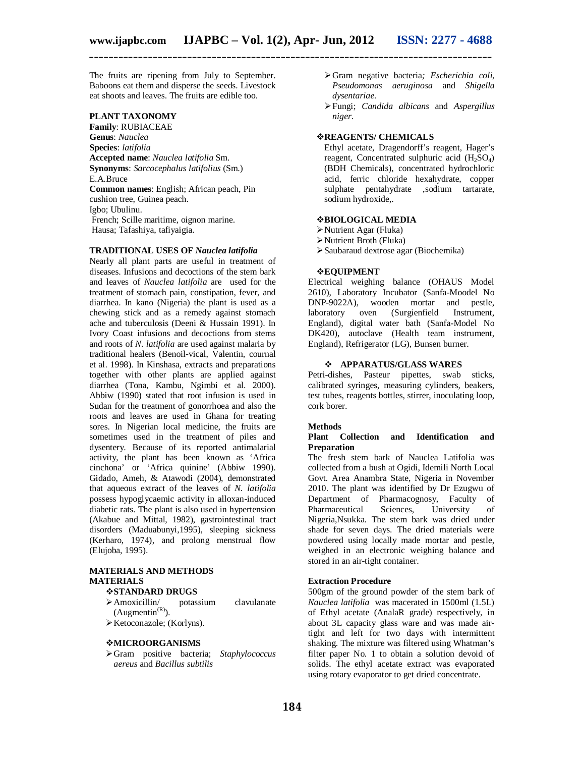The fruits are ripening from July to September. Baboons eat them and disperse the seeds. Livestock eat shoots and leaves. The fruits are edible too.

**PLANT TAXONOMY**

**Family**: RUBIACEAE
**Genus**: *Nauclea*
**Species**: *latifolia*
**Accepted name**: *Nauclea latifolia* Sm.
**Synonyms**: *Sarcocephalus latifolius* (Sm.) E.A.Bruce
**Common names**: English; African peach, Pin cushion tree, Guinea peach.
Igbo; Ubulinu.
French; Scille maritime, oignon marine.
Hausa; Tafashiya, tafiyaigia.

**TRADITIONAL USES OF *Nauclea latifolia***

Nearly all plant parts are useful in treatment of diseases. Infusions and decoctions of the stem bark and leaves of *Nauclea latifolia* are used for the treatment of stomach pain, constipation, fever, and diarrhea. In kano (Nigeria) the plant is used as a chewing stick and as a remedy against stomach ache and tuberculosis (Deeni & Hussain 1991). In Ivory Coast infusions and decoctions from stems and roots of *N. latifolia* are used against malaria by traditional healers (Benoil-vical, Valentin, cournal et al. 1998). In Kinshasa, extracts and preparations together with other plants are applied against diarrhea (Tona, Kambu, Ngimbi et al. 2000). Abbiw (1990) stated that root infusion is used in Sudan for the treatment of gonorrhoea and also the roots and leaves are used in Ghana for treating sores. In Nigerian local medicine, the fruits are sometimes used in the treatment of piles and dysentery. Because of its reported antimalarial activity, the plant has been known as 'Africa cinchona' or 'Africa quinine' (Abbiw 1990). Gidado, Ameh, & Atawodi (2004), demonstrated that aqueous extract of the leaves of *N. latifolia* possess hypoglycaemic activity in alloxan-induced diabetic rats. The plant is also used in hypertension (Akabue and Mittal, 1982), gastrointestinal tract disorders (Maduabunyi,1995), sleeping sickness (Kerharo, 1974), and prolong menstrual flow (Elujoba, 1995).

**MATERIALS AND METHODS**

**MATERIALS**

❖**STANDARD DRUGS**

- Amoxicillin/ potassium clavulanate (Augmentin(R)).
- Ketoconazole; (Korlyns).

❖**MICROORGANISMS**

- Gram positive bacteria; *Staphylococcus aereus* and *Bacillus subtilis*
- Gram negative bacteria*; Escherichia coli, Pseudomonas aeruginosa* and *Shigella dysentariae.*
- Fungi; *Candida albicans* and *Aspergillus niger.*

❖**REAGENTS/ CHEMICALS**

Ethyl acetate, Dragendorff's reagent, Hager's reagent, Concentrated sulphuric acid ($H_2SO_4$) (BDH Chemicals), concentrated hydrochloric acid, ferric chloride hexahydrate, copper sulphate pentahydrate ,sodium tartarate, sodium hydroxide,.

❖**BIOLOGICAL MEDIA**

- Nutrient Agar (Fluka)
- Nutrient Broth (Fluka)
- Saubaraud dextrose agar (Biochemika)

❖**EQUIPMENT**

Electrical weighing balance (OHAUS Model 2610), Laboratory Incubator (Sanfa-Moodel No DNP-9022A), wooden mortar and pestle, laboratory oven (Surgienfield Instrument, England), digital water bath (Sanfa-Model No DK420), autoclave (Health team instrument, England), Refrigerator (LG), Bunsen burner.

❖ **APPARATUS/GLASS WARES**

Petri-dishes, Pasteur pipettes, swab sticks, calibrated syringes, measuring cylinders, beakers, test tubes, reagents bottles, stirrer, inoculating loop, cork borer.

**Methods**

**Plant Collection and Identification and Preparation**

The fresh stem bark of Nauclea Latifolia was collected from a bush at Ogidi, Idemili North Local Govt. Area Anambra State, Nigeria in November 2010. The plant was identified by Dr Ezugwu of Department of Pharmacognosy, Faculty of Pharmaceutical Sciences, University of Nigeria,Nsukka. The stem bark was dried under shade for seven days. The dried materials were powdered using locally made mortar and pestle, weighed in an electronic weighing balance and stored in an air-tight container.

**Extraction Procedure**

500gm of the ground powder of the stem bark of *Nauclea latifolia* was macerated in 1500ml (1.5L) of Ethyl acetate (AnalaR grade) respectively, in about 3L capacity glass ware and was made air-tight and left for two days with intermittent shaking. The mixture was filtered using Whatman's filter paper No. 1 to obtain a solution devoid of solids. The ethyl acetate extract was evaporated using rotary evaporator to get dried concentrate.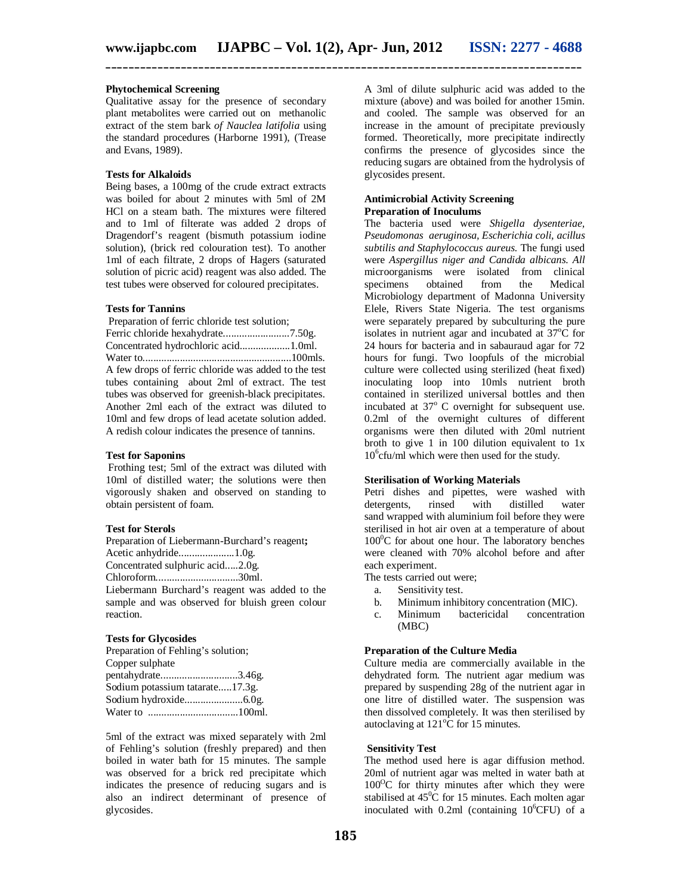**Phytochemical Screening**

Qualitative assay for the presence of secondary plant metabolites were carried out on methanolic extract of the stem bark *of Nauclea latifolia* using the standard procedures (Harborne 1991), (Trease and Evans, 1989).

**Tests for Alkaloids**

Being bases, a 100mg of the crude extract extracts was boiled for about 2 minutes with 5ml of 2M HCl on a steam bath. The mixtures were filtered and to 1ml of filterate was added 2 drops of Dragendorf's reagent (bismuth potassium iodine solution), (brick red colouration test). To another 1ml of each filtrate, 2 drops of Hagers (saturated solution of picric acid) reagent was also added. The test tubes were observed for coloured precipitates.

**Tests for Tannins**

Preparation of ferric chloride test solution;
Ferric chloride hexahydrate.........................7.50g.
Concentrated hydrochloric acid..................1.0ml.
Water to.......................................................100mls.
A few drops of ferric chloride was added to the test tubes containing about 2ml of extract. The test tubes was observed for greenish-black precipitates. Another 2ml each of the extract was diluted to 10ml and few drops of lead acetate solution added. A redish colour indicates the presence of tannins.

**Test for Saponins**

Frothing test; 5ml of the extract was diluted with 10ml of distilled water; the solutions were then vigorously shaken and observed on standing to obtain persistent of foam.

**Test for Sterols**

Preparation of Liebermann-Burchard's reagent**;**
Acetic anhydride....................1.0g.
Concentrated sulphuric acid.....2.0g.
Chloroform..............................30ml.
Liebermann Burchard's reagent was added to the sample and was observed for bluish green colour reaction.

**Tests for Glycosides**

Preparation of Fehling's solution;
Copper sulphate pentahydrate............................3.46g.
Sodium potassium tatarate.....17.3g.
Sodium hydroxide.....................6.0g.
Water to .................................100ml.

5ml of the extract was mixed separately with 2ml of Fehling's solution (freshly prepared) and then boiled in water bath for 15 minutes. The sample was observed for a brick red precipitate which indicates the presence of reducing sugars and is also an indirect determinant of presence of glycosides.

A 3ml of dilute sulphuric acid was added to the mixture (above) and was boiled for another 15min. and cooled. The sample was observed for an increase in the amount of precipitate previously formed. Theoretically, more precipitate indirectly confirms the presence of glycosides since the reducing sugars are obtained from the hydrolysis of glycosides present.

**Antimicrobial Activity Screening**

**Preparation of Inoculums**

The bacteria used were *Shigella dysenteriae, Pseudomonas aeruginosa, Escherichia coli, acillus subtilis and Staphylococcus aureus.* The fungi used were *Aspergillus niger and Candida albicans. All* microorganisms were isolated from clinical specimens obtained from the Medical Microbiology department of Madonna University Elele, Rivers State Nigeria. The test organisms were separately prepared by subculturing the pure isolates in nutrient agar and incubated at 37°C for 24 hours for bacteria and in sabauraud agar for 72 hours for fungi. Two loopfuls of the microbial culture were collected using sterilized (heat fixed) inoculating loop into 10mls nutrient broth contained in sterilized universal bottles and then incubated at 37° C overnight for subsequent use. 0.2ml of the overnight cultures of different organisms were then diluted with 20ml nutrient broth to give 1 in 100 dilution equivalent to 1x $10^6$cfu/ml which were then used for the study.

**Sterilisation of Working Materials**

Petri dishes and pipettes, were washed with detergents, rinsed with distilled water sand wrapped with aluminium foil before they were sterilised in hot air oven at a temperature of about $100^0$C for about one hour. The laboratory benches were cleaned with 70% alcohol before and after each experiment.

The tests carried out were;

a. Sensitivity test.
b. Minimum inhibitory concentration (MIC).
c. Minimum bactericidal concentration (MBC)

**Preparation of the Culture Media**

Culture media are commercially available in the dehydrated form. The nutrient agar medium was prepared by suspending 28g of the nutrient agar in one litre of distilled water. The suspension was then dissolved completely. It was then sterilised by autoclaving at 121°C for 15 minutes.

**Sensitivity Test**

The method used here is agar diffusion method. 20ml of nutrient agar was melted in water bath at $100^O$C for thirty minutes after which they were stabilised at $45^0$C for 15 minutes. Each molten agar inoculated with 0.2ml (containing $10^6$CFU) of a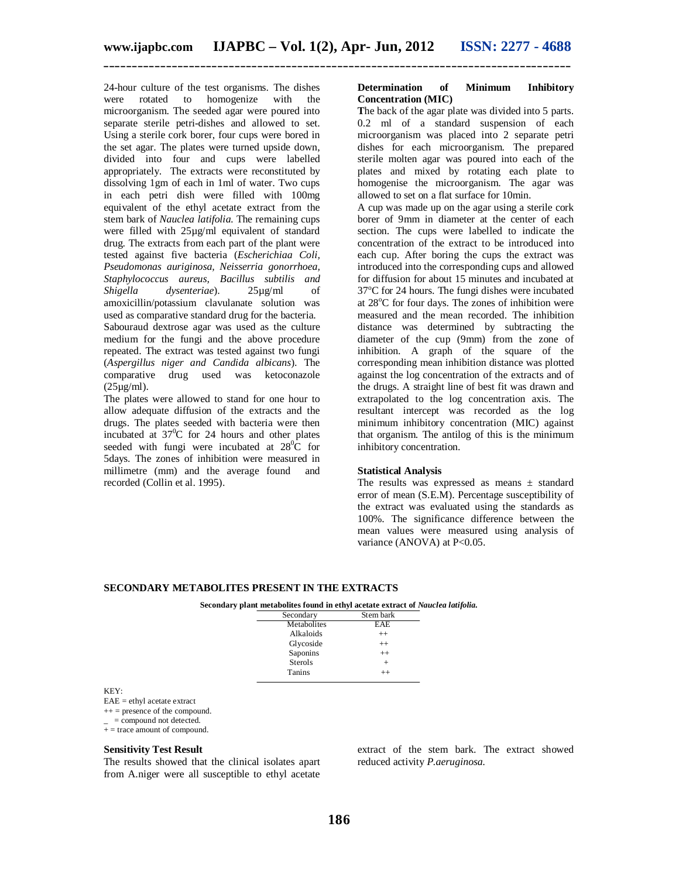24-hour culture of the test organisms. The dishes were rotated to homogenize with the microorganism. The seeded agar were poured into separate sterile petri-dishes and allowed to set. Using a sterile cork borer, four cups were bored in the set agar. The plates were turned upside down, divided into four and cups were labelled appropriately. The extracts were reconstituted by dissolving 1gm of each in 1ml of water. Two cups in each petri dish were filled with 100mg equivalent of the ethyl acetate extract from the stem bark of *Nauclea latifolia.* The remaining cups were filled with 25µg/ml equivalent of standard drug. The extracts from each part of the plant were tested against five bacteria (*Escherichiaa Coli, Pseudomonas auriginosa, Neisserria gonorrhoea, Staphylococcus aureus, Bacillus subtilis and Shigella dysenteriae*). 25µg/ml of amoxicillin/potassium clavulanate solution was used as comparative standard drug for the bacteria.

Sabouraud dextrose agar was used as the culture medium for the fungi and the above procedure repeated. The extract was tested against two fungi (*Aspergillus niger and Candida albicans*). The comparative drug used was ketoconazole (25µg/ml).

The plates were allowed to stand for one hour to allow adequate diffusion of the extracts and the drugs. The plates seeded with bacteria were then incubated at $37^0$C for 24 hours and other plates seeded with fungi were incubated at $28^0$C for 5days. The zones of inhibition were measured in millimetre (mm) and the average found and recorded (Collin et al. 1995).

**Determination of Minimum Inhibitory Concentration (MIC)**

**T**he back of the agar plate was divided into 5 parts. 0.2 ml of a standard suspension of each microorganism was placed into 2 separate petri dishes for each microorganism. The prepared sterile molten agar was poured into each of the plates and mixed by rotating each plate to homogenise the microorganism. The agar was allowed to set on a flat surface for 10min.

A cup was made up on the agar using a sterile cork borer of 9mm in diameter at the center of each section. The cups were labelled to indicate the concentration of the extract to be introduced into each cup. After boring the cups the extract was introduced into the corresponding cups and allowed for diffusion for about 15 minutes and incubated at $37^o$C for 24 hours. The fungi dishes were incubated at $28^o$C for four days. The zones of inhibition were measured and the mean recorded. The inhibition distance was determined by subtracting the diameter of the cup (9mm) from the zone of inhibition. A graph of the square of the corresponding mean inhibition distance was plotted against the log concentration of the extracts and of the drugs. A straight line of best fit was drawn and extrapolated to the log concentration axis. The resultant intercept was recorded as the log minimum inhibitory concentration (MIC) against that organism. The antilog of this is the minimum inhibitory concentration.

**Statistical Analysis**

The results was expressed as means ± standard error of mean (S.E.M). Percentage susceptibility of the extract was evaluated using the standards as 100%. The significance difference between the mean values were measured using analysis of variance (ANOVA) at P<0.05.

## SECONDARY METABOLITES PRESENT IN THE EXTRACTS

**Secondary plant metabolites found in ethyl acetate extract of *Nauclea latifolia.***

| Secondary Metabolites | Stem bark EAE |
|---|---|
| Alkaloids | ++ |
| Glycoside | ++ |
| Saponins | ++ |
| Sterols | + |
| Tanins | ++ |

KEY:
EAE = ethyl acetate extract
++ = presence of the compound.
_ = compound not detected.
+ = trace amount of compound.

**Sensitivity Test Result**

The results showed that the clinical isolates apart from A.niger were all susceptible to ethyl acetate extract of the stem bark. The extract showed reduced activity *P.aeruginosa.*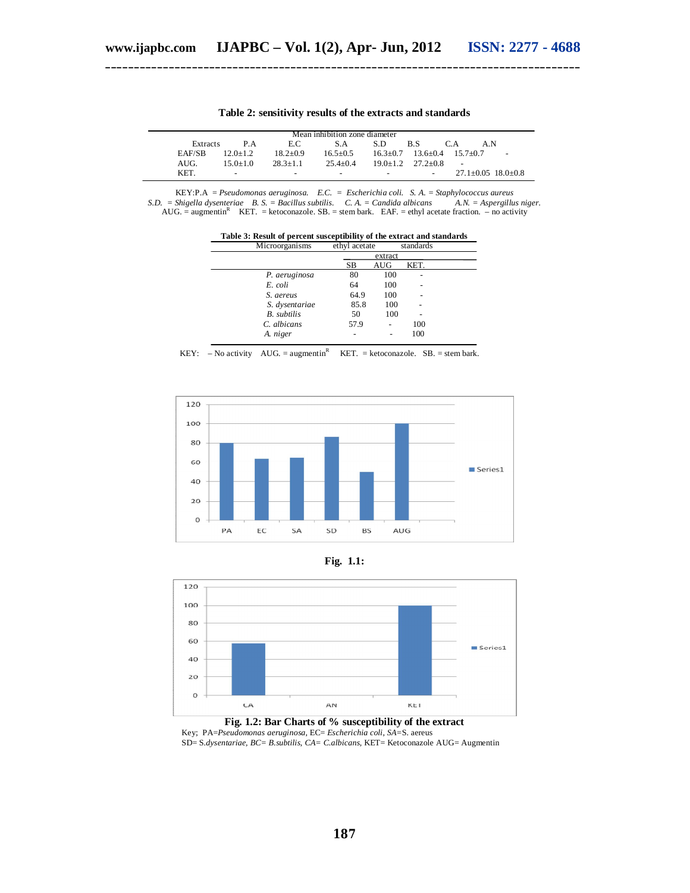**Table 2: sensitivity results of the extracts and standards**

| | Mean inhibition zone diameter | | | | | | |
|---|---|---|---|---|---|---|---|
| Extracts | P.A | E.C | S.A | S.D | B.S | C.A | A.N |
| EAF/SB | 12.0±1.2 | 18.2±0.9 | 16.5±0.5 | 16.3±0.7 | 13.6±0.4 | 15.7±0.7 | - |
| AUG. | 15.0±1.0 | 28.3±1.1 | 25.4±0.4 | 19.0±1.2 | 27.2±0.8 | - | |
| KET. | - | - | - | - | - | 27.1±0.05 | 18.0±0.8 |

KEY:P.A = *Pseudomonas aeruginosa.* *E.C.* = *Escherichia coli.* *S. A.* = *Staphylococcus aureus*
*S.D.* = *Shigella dysenteriae* *B. S.* = *Bacillus subtilis.* *C. A.* = *Candida albicans* *A.N.* = *Aspergillus niger.*
AUG. = augmentin[R] KET. = ketoconazole. SB. = stem bark. EAF. = ethyl acetate fraction. – no activity

**Table 3: Result of percent susceptibility of the extract and standards**

| Microorganisms | ethyl acetate extract | standards | |
|---|---|---|---|
| | SB | AUG | KET. |
| *P. aeruginosa* | 80 | 100 | - |
| *E. coli* | 64 | 100 | - |
| *S. aereus* | 64.9 | 100 | - |
| *S. dysentariae* | 85.8 | 100 | - |
| *B. subtilis* | 50 | 100 | - |
| *C. albicans* | 57.9 | - | 100 |
| *A. niger* | - | - | 100 |

KEY: – No activity AUG. = augmentin[R] KET. = ketoconazole. SB. = stem bark.

**Fig. 1.1:**

**Fig. 1.2: Bar Charts of % susceptibility of the extract**

Key; PA=*Pseudomonas aeruginosa*, EC= *Escherichia coli*, *SA*=S. aereus
SD= S.*dysentariae*, *BC*= *B.subtilis*, *CA*= *C.albicans*, KET= Ketoconazole AUG= Augmentin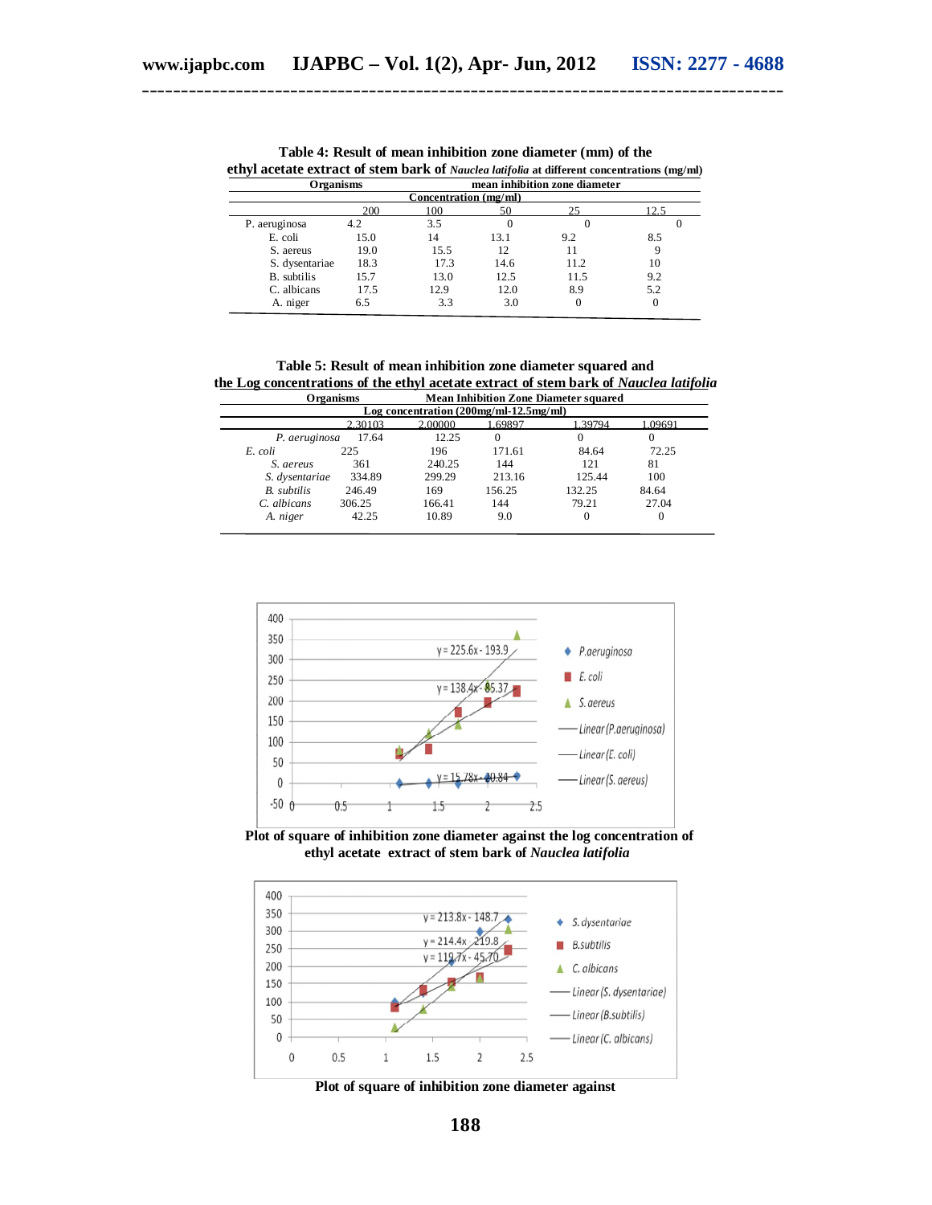**Table 4: Result of mean inhibition zone diameter (mm) of the ethyl acetate extract of stem bark of *Nauclea latifolia* at different concentrations (mg/ml)**

| Organisms | mean inhibition zone diameter | | | | |
|---|---|---|---|---|---|
| | Concentration (mg/ml) | | | | |
| | 200 | 100 | 50 | 25 | 12.5 |
| P. aeruginosa | 4.2 | 3.5 | 0 | 0 | 0 |
| E. coli | 15.0 | 14 | 13.1 | 9.2 | 8.5 |
| S. aereus | 19.0 | 15.5 | 12 | 11 | 9 |
| S. dysentariae | 18.3 | 17.3 | 14.6 | 11.2 | 10 |
| B. subtilis | 15.7 | 13.0 | 12.5 | 11.5 | 9.2 |
| C. albicans | 17.5 | 12.9 | 12.0 | 8.9 | 5.2 |
| A. niger | 6.5 | 3.3 | 3.0 | 0 | 0 |

**Table 5: Result of mean inhibition zone diameter squared and the Log concentrations of the ethyl acetate extract of stem bark of *Nauclea latifolia***

| Organisms | Mean Inhibition Zone Diameter squared | | | | |
|---|---|---|---|---|---|
| | Log concentration (200mg/ml-12.5mg/ml) | | | | |
| | 2.30103 | 2.00000 | 1.69897 | 1.39794 | 1.09691 |
| *P. aeruginosa* | 17.64 | 12.25 | 0 | 0 | 0 |
| *E. coli* | 225 | 196 | 171.61 | 84.64 | 72.25 |
| *S. aereus* | 361 | 240.25 | 144 | 121 | 81 |
| *S. dysentariae* | 334.89 | 299.29 | 213.16 | 125.44 | 100 |
| *B. subtilis* | 246.49 | 169 | 156.25 | 132.25 | 84.64 |
| *C. albicans* | 306.25 | 166.41 | 144 | 79.21 | 27.04 |
| *A. niger* | 42.25 | 10.89 | 9.0 | 0 | 0 |

**Plot of square of inhibition zone diameter against the log concentration of ethyl acetate extract of stem bark of *Nauclea latifolia***

**Plot of square of inhibition zone diameter against**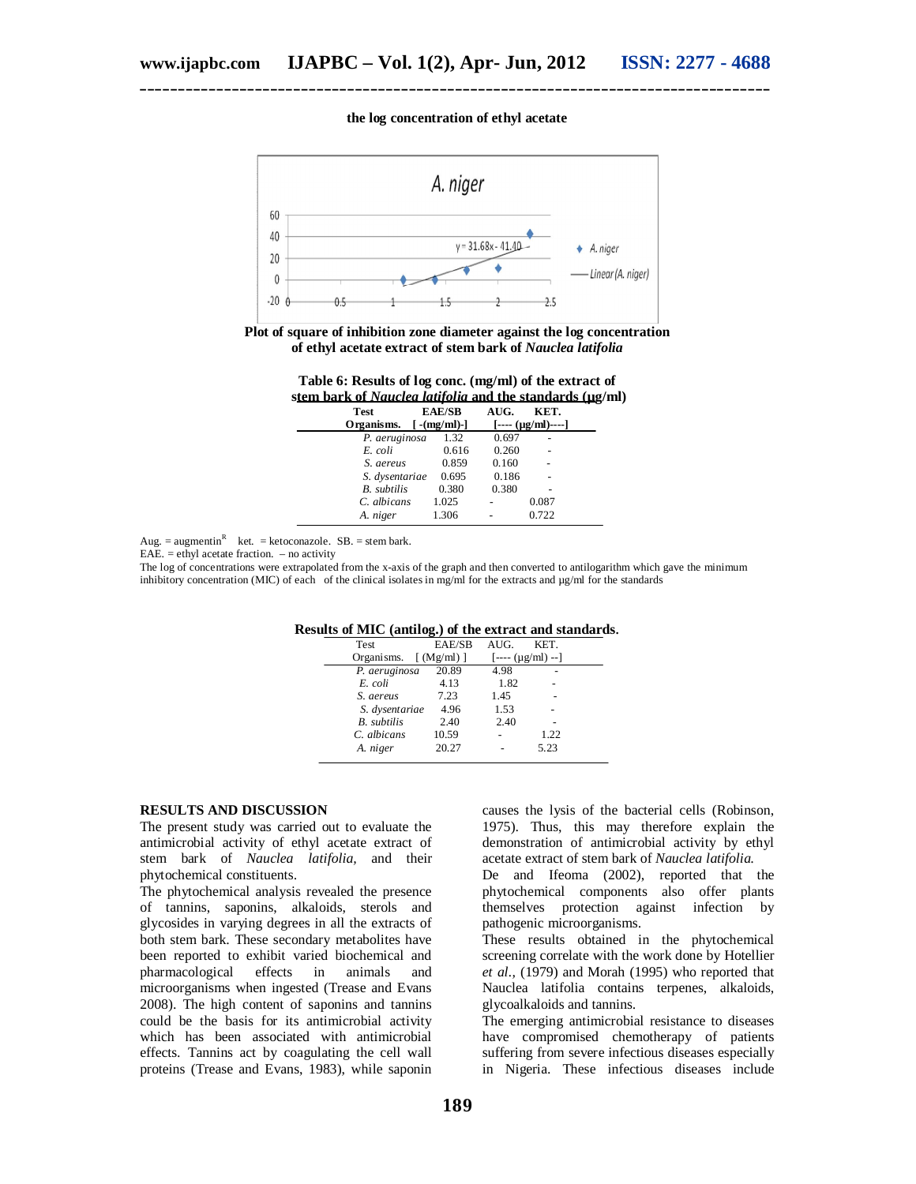the log concentration of ethyl acetate

**Plot of square of inhibition zone diameter against the log concentration of ethyl acetate extract of stem bark of *Nauclea latifolia***

**Table 6: Results of log conc. (mg/ml) of the extract of stem bark of *Nauclea latifolia* and the standards (μg/ml)**

| Test Organisms. | EAE/SB [ -(mg/ml)-] | AUG. [---- (μg/ml)----] | KET. |
|---|---|---|---|
| *P. aeruginosa* | 1.32 | 0.697 | - |
| *E. coli* | 0.616 | 0.260 | - |
| *S. aereus* | 0.859 | 0.160 | - |
| *S. dysentariae* | 0.695 | 0.186 | - |
| *B. subtilis* | 0.380 | 0.380 | - |
| *C. albicans* | 1.025 | - | 0.087 |
| *A. niger* | 1.306 | - | 0.722 |

Aug. = augmentin[R] ket. = ketoconazole. SB. = stem bark.
EAE. = ethyl acetate fraction. – no activity
The log of concentrations were extrapolated from the x-axis of the graph and then converted to antilogarithm which gave the minimum inhibitory concentration (MIC) of each of the clinical isolates in mg/ml for the extracts and μg/ml for the standards

**Results of MIC (antilog.) of the extract and standards.**

| Test Organisms. | EAE/SB [ (Mg/ml) ] | AUG. [---- (μg/ml) --] | KET. |
|---|---|---|---|
| *P. aeruginosa* | 20.89 | 4.98 | - |
| *E. coli* | 4.13 | 1.82 | - |
| *S. aereus* | 7.23 | 1.45 | - |
| *S. dysentariae* | 4.96 | 1.53 | - |
| *B. subtilis* | 2.40 | 2.40 | - |
| *C. albicans* | 10.59 | - | 1.22 |
| *A. niger* | 20.27 | - | 5.23 |

## RESULTS AND DISCUSSION

The present study was carried out to evaluate the antimicrobial activity of ethyl acetate extract of stem bark of *Nauclea latifolia*, and their phytochemical constituents.

The phytochemical analysis revealed the presence of tannins, saponins, alkaloids, sterols and glycosides in varying degrees in all the extracts of both stem bark. These secondary metabolites have been reported to exhibit varied biochemical and pharmacological effects in animals and microorganisms when ingested (Trease and Evans 2008). The high content of saponins and tannins could be the basis for its antimicrobial activity which has been associated with antimicrobial effects. Tannins act by coagulating the cell wall proteins (Trease and Evans, 1983), while saponin causes the lysis of the bacterial cells (Robinson, 1975). Thus, this may therefore explain the demonstration of antimicrobial activity by ethyl acetate extract of stem bark of *Nauclea latifolia.*

De and Ifeoma (2002), reported that the phytochemical components also offer plants themselves protection against infection by pathogenic microorganisms.

These results obtained in the phytochemical screening correlate with the work done by Hotellier *et al.,* (1979) and Morah (1995) who reported that Nauclea latifolia contains terpenes, alkaloids, glycoalkaloids and tannins.

The emerging antimicrobial resistance to diseases have compromised chemotherapy of patients suffering from severe infectious diseases especially in Nigeria. These infectious diseases include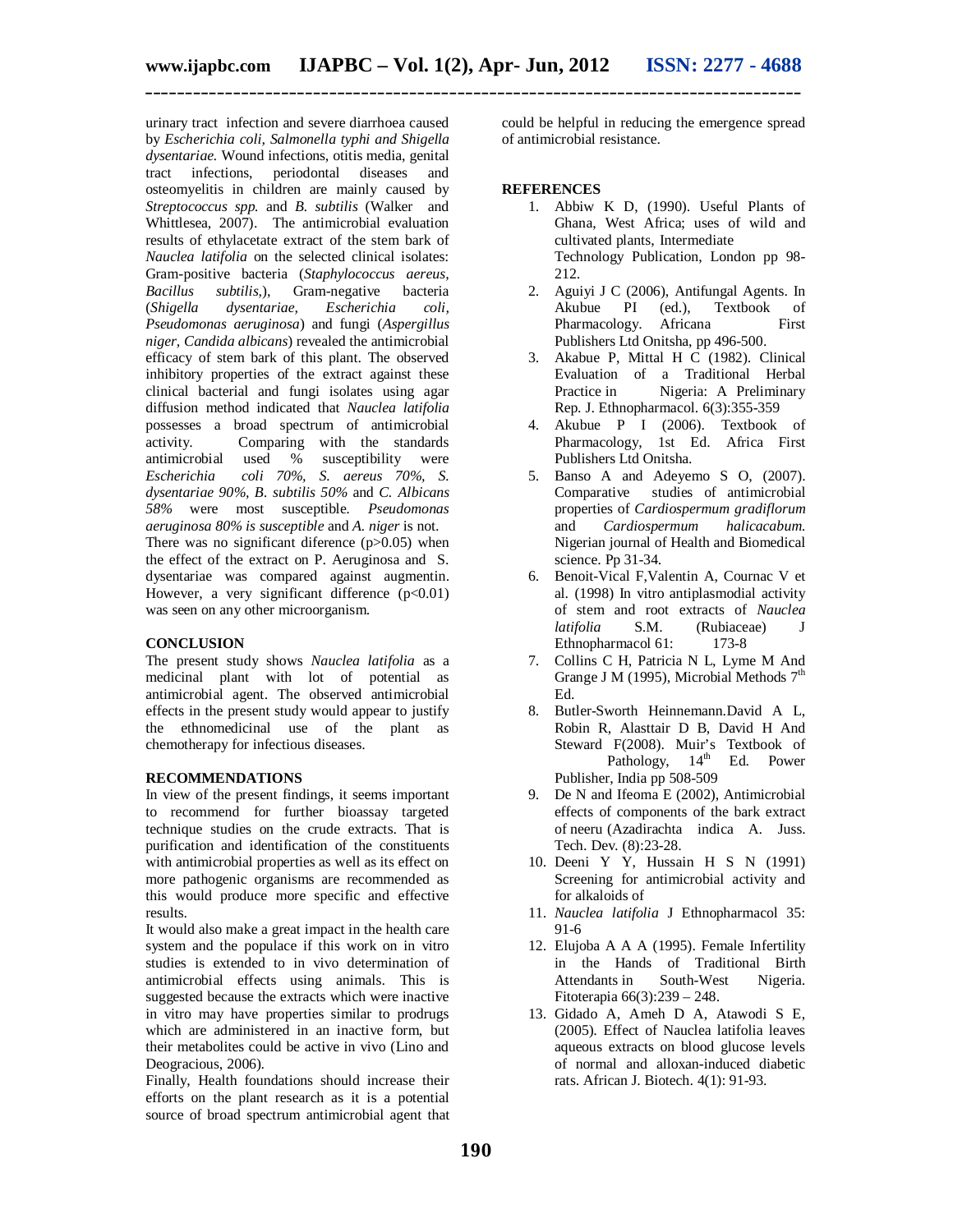urinary tract infection and severe diarrhoea caused by *Escherichia coli, Salmonella typhi and Shigella dysentariae.* Wound infections, otitis media, genital tract infections, periodontal diseases and osteomyelitis in children are mainly caused by *Streptococcus spp.* and *B. subtilis* (Walker and Whittlesea, 2007). The antimicrobial evaluation results of ethylacetate extract of the stem bark of *Nauclea latifolia* on the selected clinical isolates: Gram-positive bacteria (*Staphylococcus aereus, Bacillus subtilis,*), Gram-negative bacteria (*Shigella dysentariae, Escherichia coli, Pseudomonas aeruginosa*) and fungi (*Aspergillus niger, Candida albicans*) revealed the antimicrobial efficacy of stem bark of this plant. The observed inhibitory properties of the extract against these clinical bacterial and fungi isolates using agar diffusion method indicated that *Nauclea latifolia* possesses a broad spectrum of antimicrobial activity. Comparing with the standards antimicrobial used % susceptibility were *Escherichia coli 70%, S. aereus 70%, S. dysentariae 90%, B. subtilis 50%* and *C. Albicans 58%* were most susceptible. *Pseudomonas aeruginosa 80% is susceptible* and *A. niger* is not. There was no significant diference ($p>0.05$) when the effect of the extract on P. Aeruginosa and S. dysentariae was compared against augmentin. However, a very significant difference ($p<0.01$) was seen on any other microorganism.

## CONCLUSION

The present study shows *Nauclea latifolia* as a medicinal plant with lot of potential as antimicrobial agent. The observed antimicrobial effects in the present study would appear to justify the ethnomedicinal use of the plant as chemotherapy for infectious diseases.

## RECOMMENDATIONS

In view of the present findings, it seems important to recommend for further bioassay targeted technique studies on the crude extracts. That is purification and identification of the constituents with antimicrobial properties as well as its effect on more pathogenic organisms are recommended as this would produce more specific and effective results.

It would also make a great impact in the health care system and the populace if this work on in vitro studies is extended to in vivo determination of antimicrobial effects using animals. This is suggested because the extracts which were inactive in vitro may have properties similar to prodrugs which are administered in an inactive form, but their metabolites could be active in vivo (Lino and Deogracious, 2006).

Finally, Health foundations should increase their efforts on the plant research as it is a potential source of broad spectrum antimicrobial agent that could be helpful in reducing the emergence spread of antimicrobial resistance.

## REFERENCES

1. Abbiw K D, (1990). Useful Plants of Ghana, West Africa; uses of wild and cultivated plants, Intermediate Technology Publication, London pp 98-212.
2. Aguiyi J C (2006), Antifungal Agents. In Akubue PI (ed.), Textbook of Pharmacology. Africana First Publishers Ltd Onitsha, pp 496-500.
3. Akabue P, Mittal H C (1982). Clinical Evaluation of a Traditional Herbal Practice in Nigeria: A Preliminary Rep. J. Ethnopharmacol. 6(3):355-359
4. Akubue P I (2006). Textbook of Pharmacology, 1st Ed. Africa First Publishers Ltd Onitsha.
5. Banso A and Adeyemo S O, (2007). Comparative studies of antimicrobial properties of *Cardiospermum gradiflorum* and *Cardiospermum halicacabum.* Nigerian journal of Health and Biomedical science. Pp 31-34.
6. Benoit-Vical F,Valentin A, Cournac V et al. (1998) In vitro antiplasmodial activity of stem and root extracts of *Nauclea latifolia* S.M. (Rubiaceae) J Ethnopharmacol 61: 173-8
7. Collins C H, Patricia N L, Lyme M And Grange J M (1995), Microbial Methods 7th Ed.
8. Butler-Sworth Heinnemann.David A L, Robin R, Alasttair D B, David H And Steward F(2008). Muir's Textbook of Pathology, 14th Ed. Power Publisher, India pp 508-509
9. De N and Ifeoma E (2002), Antimicrobial effects of components of the bark extract of neeru (Azadirachta indica A. Juss. Tech. Dev. (8):23-28.
10. Deeni Y Y, Hussain H S N (1991) Screening for antimicrobial activity and for alkaloids of
11. *Nauclea latifolia* J Ethnopharmacol 35: 91-6
12. Elujoba A A A (1995). Female Infertility in the Hands of Traditional Birth Attendants in South-West Nigeria. Fitoterapia 66(3):239 – 248.
13. Gidado A, Ameh D A, Atawodi S E, (2005). Effect of Nauclea latifolia leaves aqueous extracts on blood glucose levels of normal and alloxan-induced diabetic rats. African J. Biotech. 4(1): 91-93.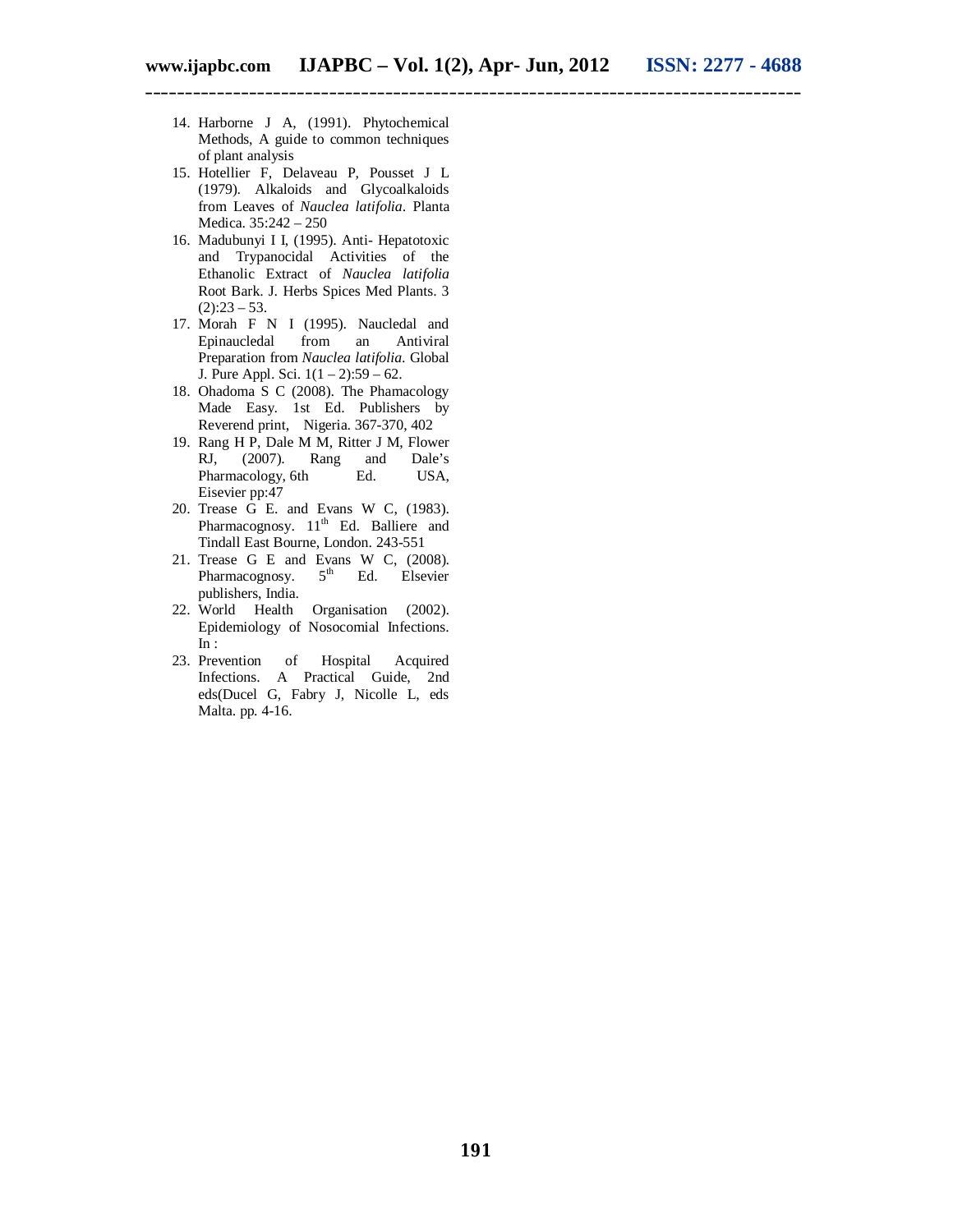14. Harborne J A, (1991). Phytochemical Methods, A guide to common techniques of plant analysis
15. Hotellier F, Delaveau P, Pousset J L (1979). Alkaloids and Glycoalkaloids from Leaves of *Nauclea latifolia*. Planta Medica. 35:242 – 250
16. Madubunyi I I, (1995). Anti- Hepatotoxic and Trypanocidal Activities of the Ethanolic Extract of *Nauclea latifolia* Root Bark. J. Herbs Spices Med Plants. 3 (2):23 – 53.
17. Morah F N I (1995). Naucledal and Epinaucledal from an Antiviral Preparation from *Nauclea latifolia*. Global J. Pure Appl. Sci. 1(1 – 2):59 – 62.
18. Ohadoma S C (2008). The Phamacology Made Easy. 1st Ed. Publishers by Reverend print, Nigeria. 367-370, 402
19. Rang H P, Dale M M, Ritter J M, Flower RJ, (2007). Rang and Dale's Pharmacology, 6th Ed. USA, Eisevier pp:47
20. Trease G E. and Evans W C, (1983). Pharmacognosy. 11th Ed. Balliere and Tindall East Bourne, London. 243-551
21. Trease G E and Evans W C, (2008). Pharmacognosy. 5th Ed. Elsevier publishers, India.
22. World Health Organisation (2002). Epidemiology of Nosocomial Infections. In :
23. Prevention of Hospital Acquired Infections. A Practical Guide, 2nd eds(Ducel G, Fabry J, Nicolle L, eds Malta. pp. 4-16.